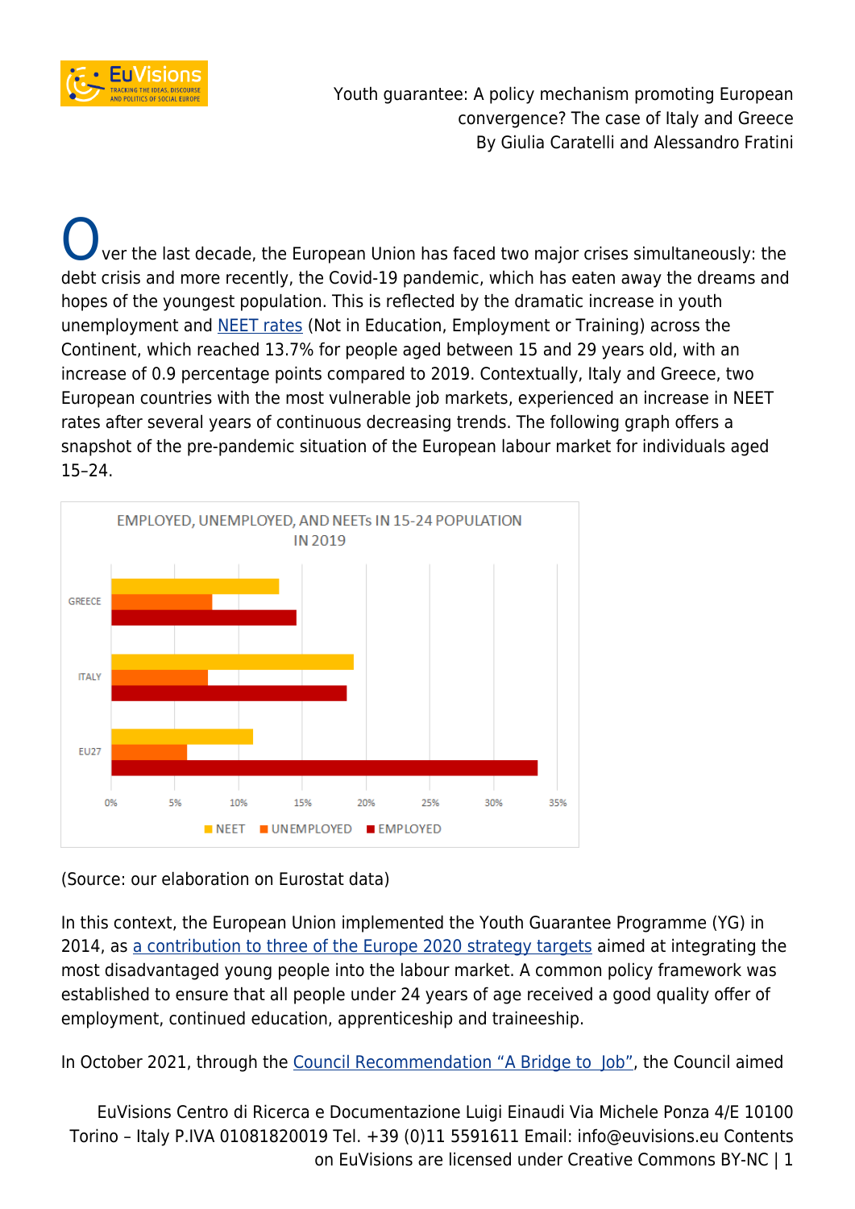Youth guarantee: A policy mechanism promoting European convergence? The case of Italy and Greece
By Giulia Caratelli and Alessandro Fratini

Over the last decade, the European Union has faced two major crises simultaneously: the debt crisis and more recently, the Covid-19 pandemic, which has eaten away the dreams and hopes of the youngest population. This is reflected by the dramatic increase in youth unemployment and [NEET rates](#) (Not in Education, Employment or Training) across the Continent, which reached 13.7% for people aged between 15 and 29 years old, with an increase of 0.9 percentage points compared to 2019. Contextually, Italy and Greece, two European countries with the most vulnerable job markets, experienced an increase in NEET rates after several years of continuous decreasing trends. The following graph offers a snapshot of the pre-pandemic situation of the European labour market for individuals aged 15–24.

EMPLOYED, UNEMPLOYED, AND NEETs IN 15-24 POPULATION IN 2019

| | NEET | UNEMPLOYED | EMPLOYED |
|---|---|---|---|
| GREECE | ~13% | ~8% | ~14.5% |
| ITALY | ~19% | ~7.5% | ~18.5% |
| EU27 | ~11% | ~6% | ~33.5% |

(Source: our elaboration on Eurostat data)

In this context, the European Union implemented the Youth Guarantee Programme (YG) in 2014, as [a contribution to three of the Europe 2020 strategy targets](#) aimed at integrating the most disadvantaged young people into the labour market. A common policy framework was established to ensure that all people under 24 years of age received a good quality offer of employment, continued education, apprenticeship and traineeship.

In October 2021, through the [Council Recommendation "A Bridge to Job"](#), the Council aimed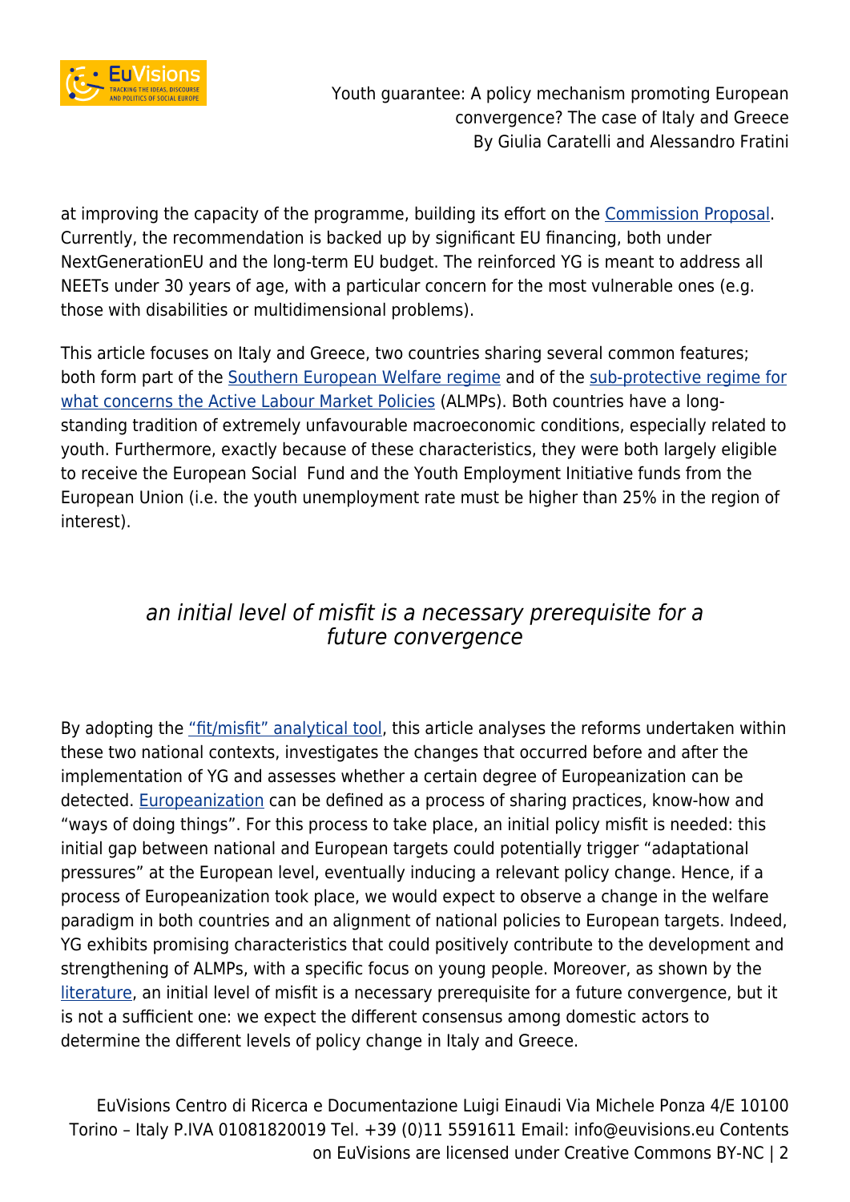at improving the capacity of the programme, building its effort on the Commission Proposal. Currently, the recommendation is backed up by significant EU financing, both under NextGenerationEU and the long-term EU budget. The reinforced YG is meant to address all NEETs under 30 years of age, with a particular concern for the most vulnerable ones (e.g. those with disabilities or multidimensional problems).

This article focuses on Italy and Greece, two countries sharing several common features; both form part of the Southern European Welfare regime and of the sub-protective regime for what concerns the Active Labour Market Policies (ALMPs). Both countries have a long-standing tradition of extremely unfavourable macroeconomic conditions, especially related to youth. Furthermore, exactly because of these characteristics, they were both largely eligible to receive the European Social  Fund and the Youth Employment Initiative funds from the European Union (i.e. the youth unemployment rate must be higher than 25% in the region of interest).

*an initial level of misfit is a necessary prerequisite for a future convergence*

By adopting the "fit/misfit" analytical tool, this article analyses the reforms undertaken within these two national contexts, investigates the changes that occurred before and after the implementation of YG and assesses whether a certain degree of Europeanization can be detected. Europeanization can be defined as a process of sharing practices, know-how and "ways of doing things". For this process to take place, an initial policy misfit is needed: this initial gap between national and European targets could potentially trigger "adaptational pressures" at the European level, eventually inducing a relevant policy change. Hence, if a process of Europeanization took place, we would expect to observe a change in the welfare paradigm in both countries and an alignment of national policies to European targets. Indeed, YG exhibits promising characteristics that could positively contribute to the development and strengthening of ALMPs, with a specific focus on young people. Moreover, as shown by the literature, an initial level of misfit is a necessary prerequisite for a future convergence, but it is not a sufficient one: we expect the different consensus among domestic actors to determine the different levels of policy change in Italy and Greece.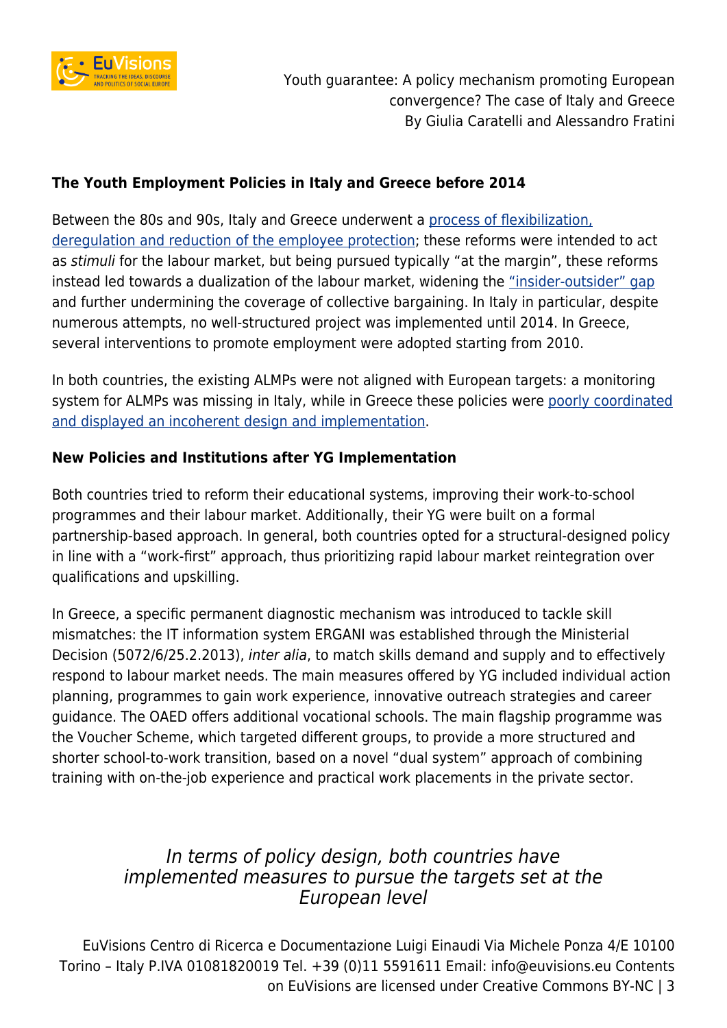**The Youth Employment Policies in Italy and Greece before 2014**

Between the 80s and 90s, Italy and Greece underwent a process of flexibilization, deregulation and reduction of the employee protection; these reforms were intended to act as *stimuli* for the labour market, but being pursued typically "at the margin", these reforms instead led towards a dualization of the labour market, widening the "insider-outsider" gap and further undermining the coverage of collective bargaining. In Italy in particular, despite numerous attempts, no well-structured project was implemented until 2014. In Greece, several interventions to promote employment were adopted starting from 2010.

In both countries, the existing ALMPs were not aligned with European targets: a monitoring system for ALMPs was missing in Italy, while in Greece these policies were poorly coordinated and displayed an incoherent design and implementation.

**New Policies and Institutions after YG Implementation**

Both countries tried to reform their educational systems, improving their work-to-school programmes and their labour market. Additionally, their YG were built on a formal partnership-based approach. In general, both countries opted for a structural-designed policy in line with a "work-first" approach, thus prioritizing rapid labour market reintegration over qualifications and upskilling.

In Greece, a specific permanent diagnostic mechanism was introduced to tackle skill mismatches: the IT information system ERGANI was established through the Ministerial Decision (5072/6/25.2.2013), *inter alia*, to match skills demand and supply and to effectively respond to labour market needs. The main measures offered by YG included individual action planning, programmes to gain work experience, innovative outreach strategies and career guidance. The OAED offers additional vocational schools. The main flagship programme was the Voucher Scheme, which targeted different groups, to provide a more structured and shorter school-to-work transition, based on a novel "dual system" approach of combining training with on-the-job experience and practical work placements in the private sector.

*In terms of policy design, both countries have implemented measures to pursue the targets set at the European level*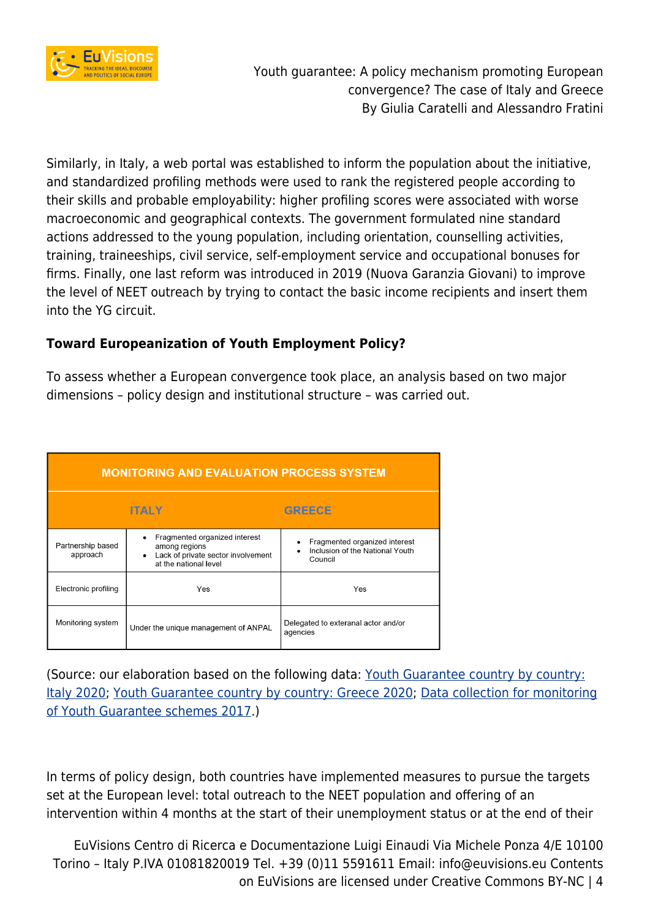Similarly, in Italy, a web portal was established to inform the population about the initiative, and standardized profiling methods were used to rank the registered people according to their skills and probable employability: higher profiling scores were associated with worse macroeconomic and geographical contexts. The government formulated nine standard actions addressed to the young population, including orientation, counselling activities, training, traineeships, civil service, self-employment service and occupational bonuses for firms. Finally, one last reform was introduced in 2019 (Nuova Garanzia Giovani) to improve the level of NEET outreach by trying to contact the basic income recipients and insert them into the YG circuit.

**Toward Europeanization of Youth Employment Policy?**

To assess whether a European convergence took place, an analysis based on two major dimensions – policy design and institutional structure – was carried out.

| MONITORING AND EVALUATION PROCESS SYSTEM | | |
|---|---|---|
| | ITALY | GREECE |
| Partnership based approach | • Fragmented organized interest among regions<br>• Lack of private sector involvement at the national level | • Fragmented organized interest<br>• Inclusion of the National Youth Council |
| Electronic profiling | Yes | Yes |
| Monitoring system | Under the unique management of ANPAL | Delegated to exteranal actor and/or agencies |

(Source: our elaboration based on the following data: [Youth Guarantee country by country: Italy 2020](); [Youth Guarantee country by country: Greece 2020](); [Data collection for monitoring of Youth Guarantee schemes 2017]().)

In terms of policy design, both countries have implemented measures to pursue the targets set at the European level: total outreach to the NEET population and offering of an intervention within 4 months at the start of their unemployment status or at the end of their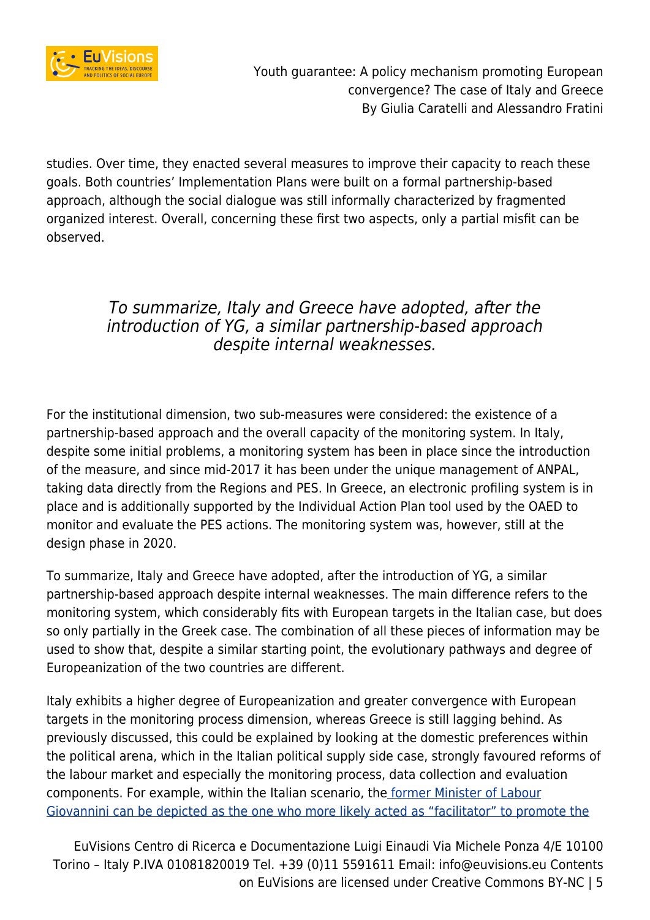studies. Over time, they enacted several measures to improve their capacity to reach these goals. Both countries' Implementation Plans were built on a formal partnership-based approach, although the social dialogue was still informally characterized by fragmented organized interest. Overall, concerning these first two aspects, only a partial misfit can be observed.

> *To summarize, Italy and Greece have adopted, after the introduction of YG, a similar partnership-based approach despite internal weaknesses.*

For the institutional dimension, two sub-measures were considered: the existence of a partnership-based approach and the overall capacity of the monitoring system. In Italy, despite some initial problems, a monitoring system has been in place since the introduction of the measure, and since mid-2017 it has been under the unique management of ANPAL, taking data directly from the Regions and PES. In Greece, an electronic profiling system is in place and is additionally supported by the Individual Action Plan tool used by the OAED to monitor and evaluate the PES actions. The monitoring system was, however, still at the design phase in 2020.

To summarize, Italy and Greece have adopted, after the introduction of YG, a similar partnership-based approach despite internal weaknesses. The main difference refers to the monitoring system, which considerably fits with European targets in the Italian case, but does so only partially in the Greek case. The combination of all these pieces of information may be used to show that, despite a similar starting point, the evolutionary pathways and degree of Europeanization of the two countries are different.

Italy exhibits a higher degree of Europeanization and greater convergence with European targets in the monitoring process dimension, whereas Greece is still lagging behind. As previously discussed, this could be explained by looking at the domestic preferences within the political arena, which in the Italian political supply side case, strongly favoured reforms of the labour market and especially the monitoring process, data collection and evaluation components. For example, within the Italian scenario, the former Minister of Labour Giovannini can be depicted as the one who more likely acted as "facilitator" to promote the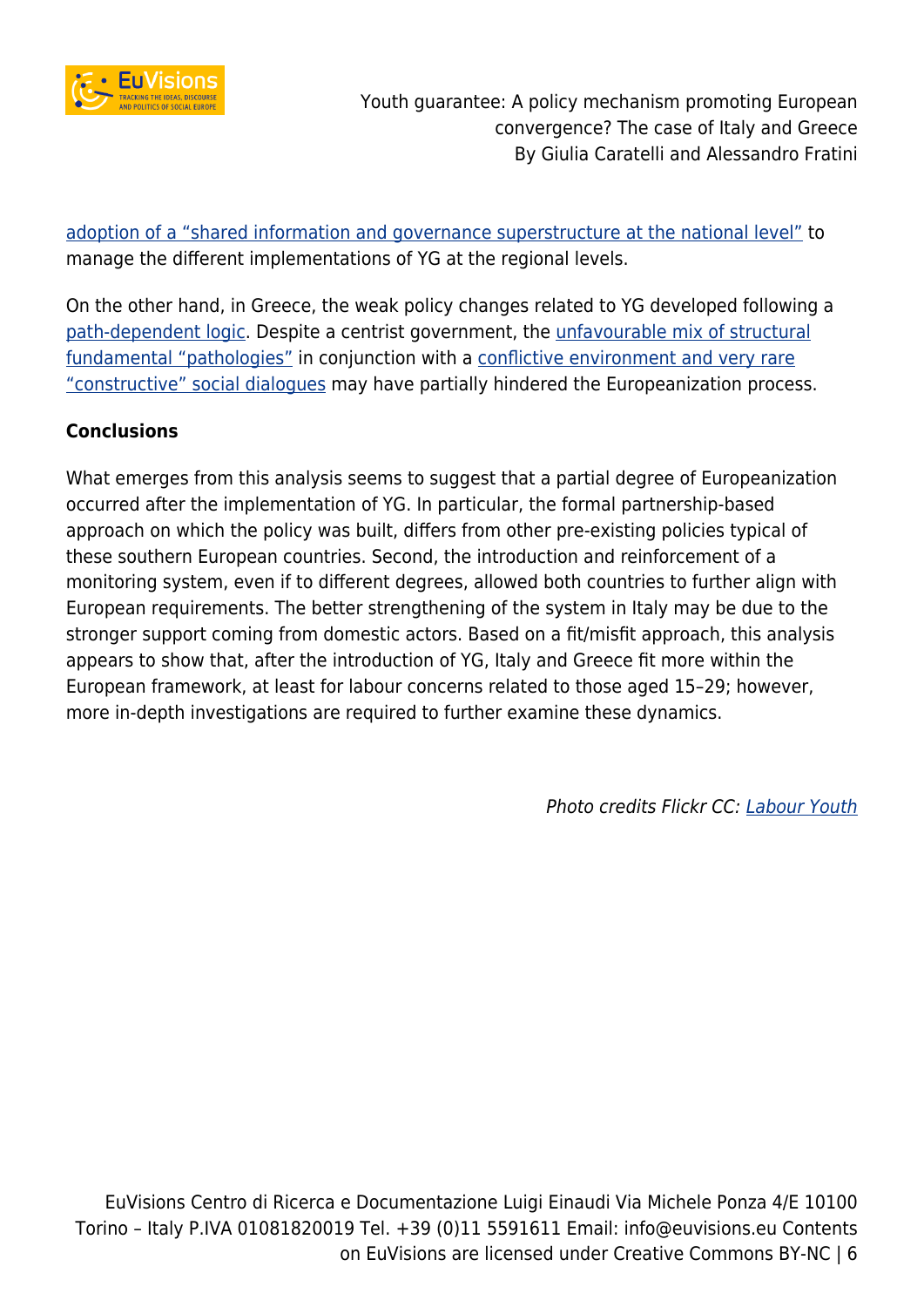adoption of a "shared information and governance superstructure at the national level" to manage the different implementations of YG at the regional levels.

On the other hand, in Greece, the weak policy changes related to YG developed following a path-dependent logic. Despite a centrist government, the unfavourable mix of structural fundamental "pathologies" in conjunction with a conflictive environment and very rare "constructive" social dialogues may have partially hindered the Europeanization process.

**Conclusions**

What emerges from this analysis seems to suggest that a partial degree of Europeanization occurred after the implementation of YG. In particular, the formal partnership-based approach on which the policy was built, differs from other pre-existing policies typical of these southern European countries. Second, the introduction and reinforcement of a monitoring system, even if to different degrees, allowed both countries to further align with European requirements. The better strengthening of the system in Italy may be due to the stronger support coming from domestic actors. Based on a fit/misfit approach, this analysis appears to show that, after the introduction of YG, Italy and Greece fit more within the European framework, at least for labour concerns related to those aged 15–29; however, more in-depth investigations are required to further examine these dynamics.

*Photo credits Flickr CC: Labour Youth*